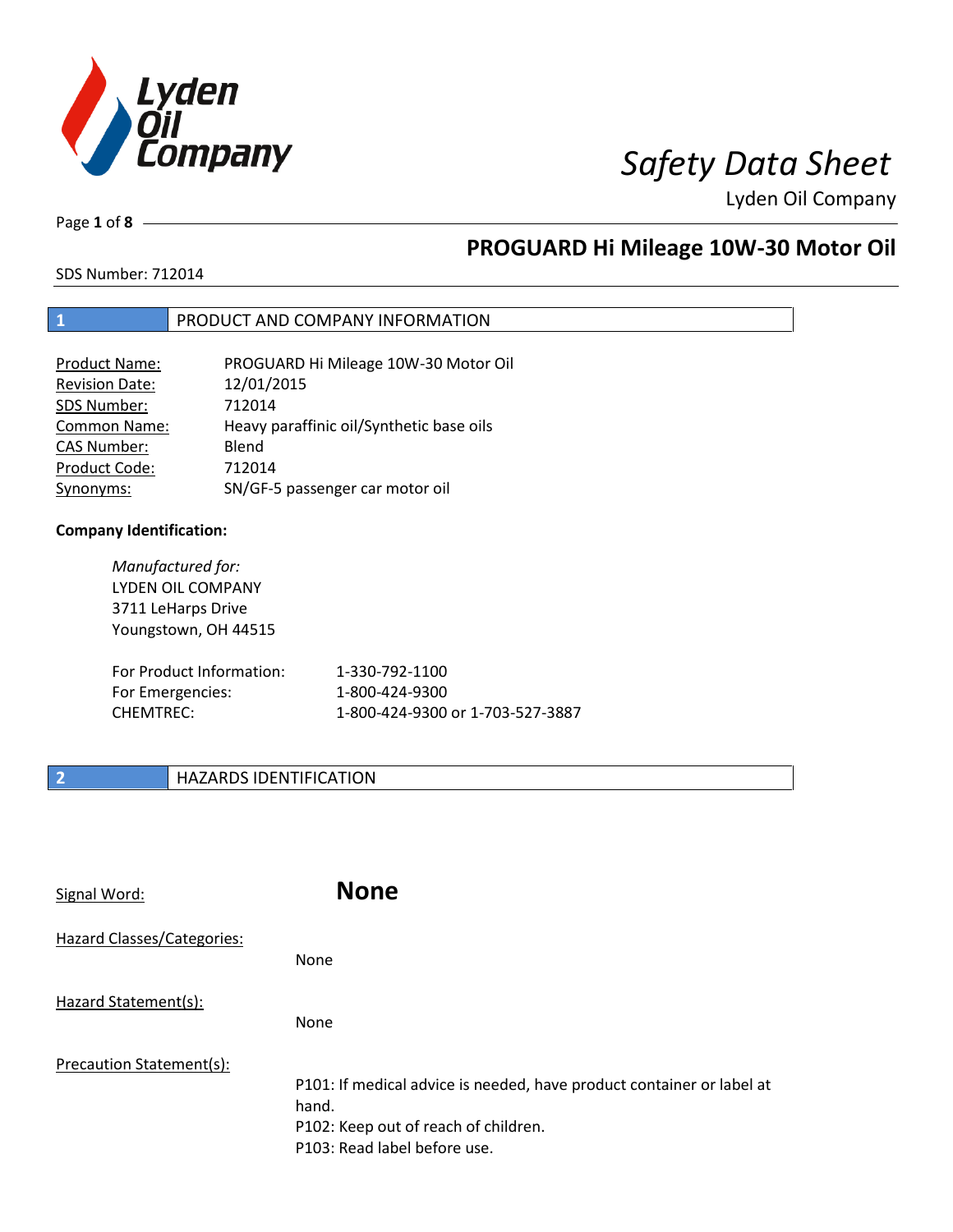# Safety Data Sheet

Lyden Oil Company

## PROGUARD Hi Mileage 10W-30 Motor Oil

SDS Number: 712014

## 1 PRODUCT AND COMPANY INFORMATION

| | |
|---|---|
| Product Name: | PROGUARD Hi Mileage 10W-30 Motor Oil |
| Revision Date: | 12/01/2015 |
| SDS Number: | 712014 |
| Common Name: | Heavy paraffinic oil/Synthetic base oils |
| CAS Number: | Blend |
| Product Code: | 712014 |
| Synonyms: | SN/GF-5 passenger car motor oil |

**Company Identification:**

*Manufactured for:*
LYDEN OIL COMPANY
3711 LeHarps Drive
Youngstown, OH 44515

| | |
|---|---|
| For Product Information: | 1-330-792-1100 |
| For Emergencies: | 1-800-424-9300 |
| CHEMTREC: | 1-800-424-9300 or 1-703-527-3887 |

## 2 HAZARDS IDENTIFICATION

Signal Word: **None**

Hazard Classes/Categories:

None

Hazard Statement(s):

None

Precaution Statement(s):

P101: If medical advice is needed, have product container or label at hand.
P102: Keep out of reach of children.
P103: Read label before use.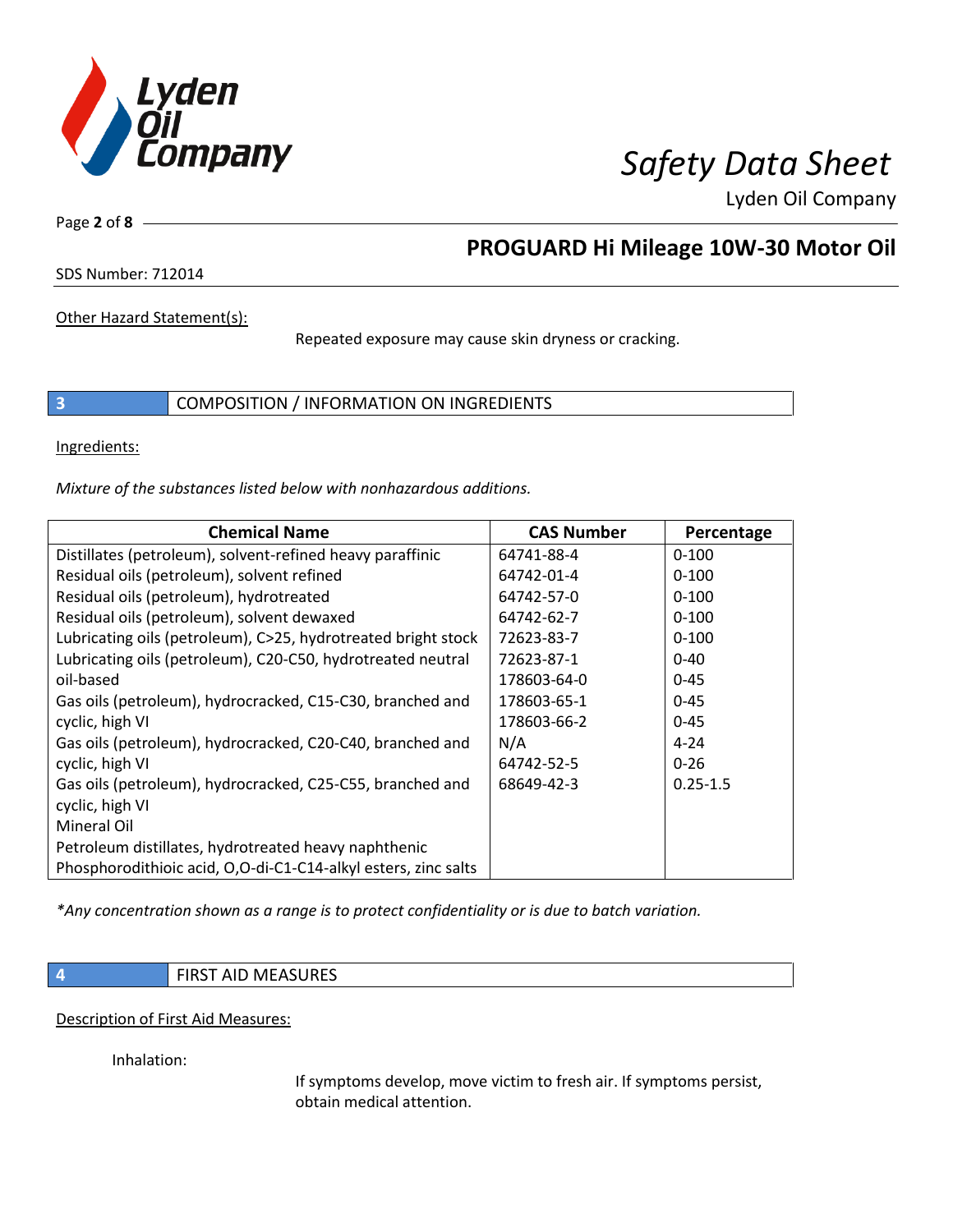Other Hazard Statement(s):

Repeated exposure may cause skin dryness or cracking.

## 3 COMPOSITION / INFORMATION ON INGREDIENTS

Ingredients:

*Mixture of the substances listed below with nonhazardous additions.*

| Chemical Name | CAS Number | Percentage |
|---|---|---|
| Distillates (petroleum), solvent-refined heavy paraffinic | 64741-88-4 | 0-100 |
| Residual oils (petroleum), solvent refined | 64742-01-4 | 0-100 |
| Residual oils (petroleum), hydrotreated | 64742-57-0 | 0-100 |
| Residual oils (petroleum), solvent dewaxed | 64742-62-7 | 0-100 |
| Lubricating oils (petroleum), C>25, hydrotreated bright stock | 72623-83-7 | 0-100 |
| Lubricating oils (petroleum), C20-C50, hydrotreated neutral oil-based | 72623-87-1 | 0-40 |
| Gas oils (petroleum), hydrocracked, C15-C30, branched and cyclic, high VI | 178603-64-0 | 0-45 |
| Gas oils (petroleum), hydrocracked, C20-C40, branched and cyclic, high VI | 178603-65-1 | 0-45 |
| Gas oils (petroleum), hydrocracked, C25-C55, branched and cyclic, high VI | 178603-66-2 | 0-45 |
| Mineral Oil | N/A | 4-24 |
| Petroleum distillates, hydrotreated heavy naphthenic | 64742-52-5 | 0-26 |
| Phosphorodithioic acid, O,O-di-C1-C14-alkyl esters, zinc salts | 68649-42-3 | 0.25-1.5 |

*\*Any concentration shown as a range is to protect confidentiality or is due to batch variation.*

## 4 FIRST AID MEASURES

Description of First Aid Measures:

Inhalation:

If symptoms develop, move victim to fresh air. If symptoms persist, obtain medical attention.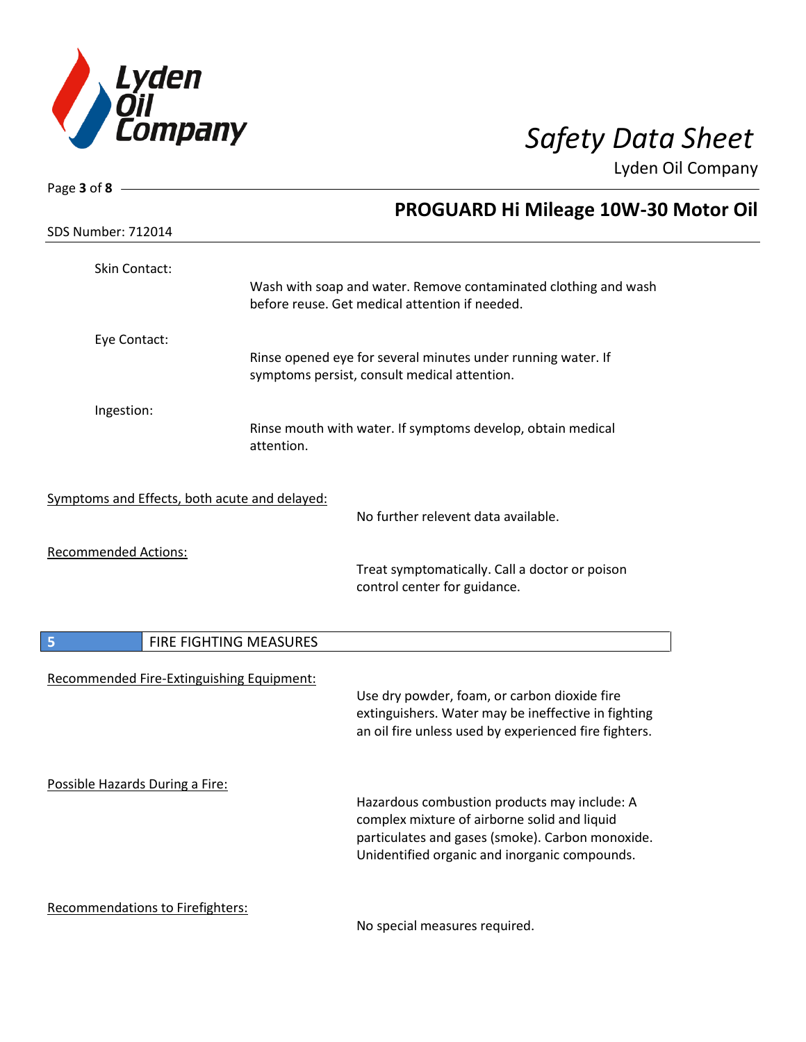Skin Contact:

Wash with soap and water. Remove contaminated clothing and wash before reuse. Get medical attention if needed.

Eye Contact:

Rinse opened eye for several minutes under running water. If symptoms persist, consult medical attention.

Ingestion:

Rinse mouth with water. If symptoms develop, obtain medical attention.

Symptoms and Effects, both acute and delayed:

No further relevent data available.

Recommended Actions:

Treat symptomatically. Call a doctor or poison control center for guidance.

## 5 FIRE FIGHTING MEASURES

Recommended Fire-Extinguishing Equipment:

Use dry powder, foam, or carbon dioxide fire extinguishers. Water may be ineffective in fighting an oil fire unless used by experienced fire fighters.

Possible Hazards During a Fire:

Hazardous combustion products may include: A complex mixture of airborne solid and liquid particulates and gases (smoke). Carbon monoxide. Unidentified organic and inorganic compounds.

Recommendations to Firefighters:

No special measures required.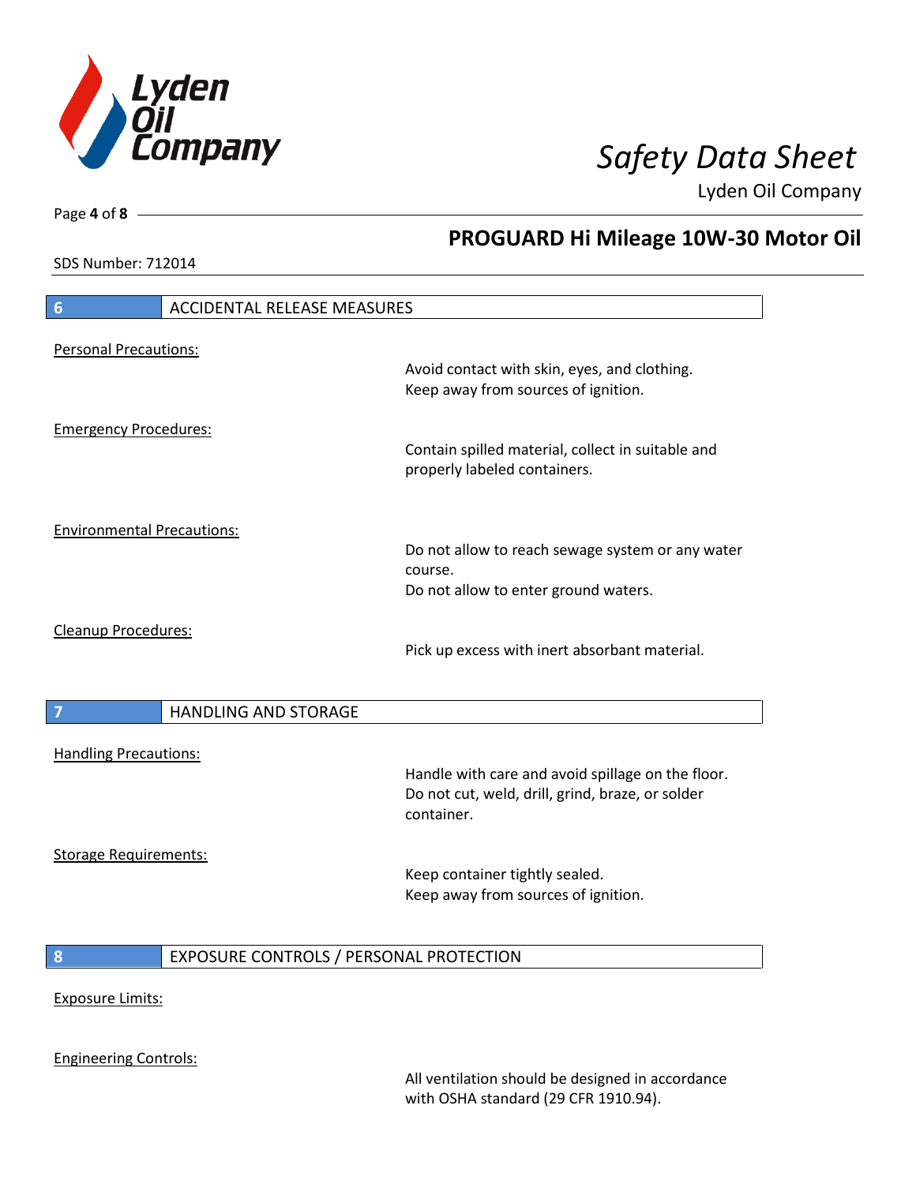## 6 ACCIDENTAL RELEASE MEASURES

Personal Precautions:

Avoid contact with skin, eyes, and clothing.
Keep away from sources of ignition.

Emergency Procedures:

Contain spilled material, collect in suitable and properly labeled containers.

Environmental Precautions:

Do not allow to reach sewage system or any water course.
Do not allow to enter ground waters.

Cleanup Procedures:

Pick up excess with inert absorbant material.

## 7 HANDLING AND STORAGE

Handling Precautions:

Handle with care and avoid spillage on the floor.
Do not cut, weld, drill, grind, braze, or solder container.

Storage Requirements:

Keep container tightly sealed.
Keep away from sources of ignition.

## 8 EXPOSURE CONTROLS / PERSONAL PROTECTION

Exposure Limits:

Engineering Controls:

All ventilation should be designed in accordance with OSHA standard (29 CFR 1910.94).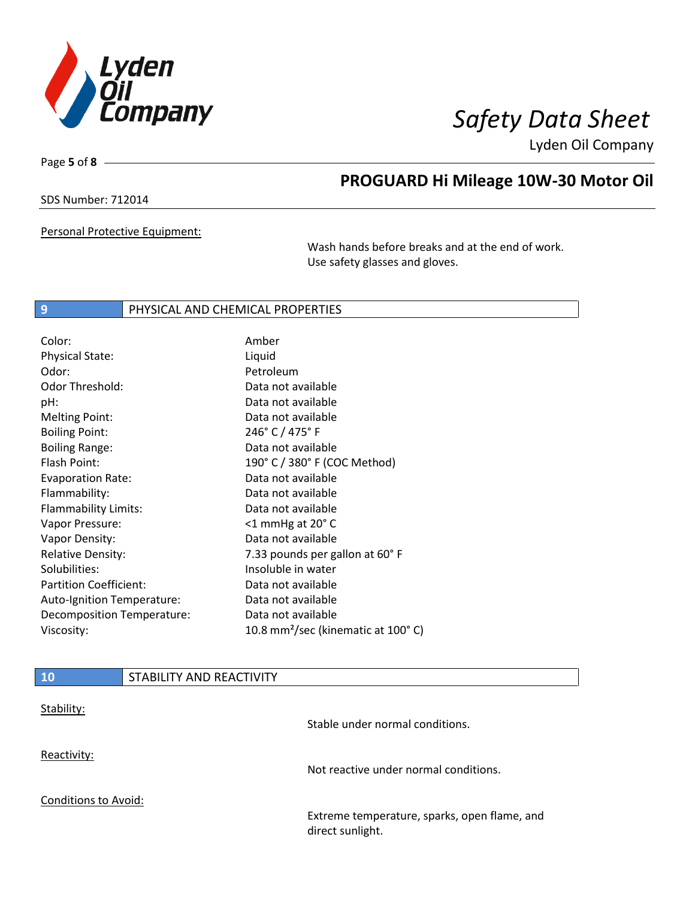Personal Protective Equipment:

Wash hands before breaks and at the end of work.
Use safety glasses and gloves.

## 9 PHYSICAL AND CHEMICAL PROPERTIES

| | |
|---|---|
| Color: | Amber |
| Physical State: | Liquid |
| Odor: | Petroleum |
| Odor Threshold: | Data not available |
| pH: | Data not available |
| Melting Point: | Data not available |
| Boiling Point: | 246° C / 475° F |
| Boiling Range: | Data not available |
| Flash Point: | 190° C / 380° F (COC Method) |
| Evaporation Rate: | Data not available |
| Flammability: | Data not available |
| Flammability Limits: | Data not available |
| Vapor Pressure: | <1 mmHg at 20° C |
| Vapor Density: | Data not available |
| Relative Density: | 7.33 pounds per gallon at 60° F |
| Solubilities: | Insoluble in water |
| Partition Coefficient: | Data not available |
| Auto-Ignition Temperature: | Data not available |
| Decomposition Temperature: | Data not available |
| Viscosity: | 10.8 $mm^2$/sec (kinematic at 100° C) |

## 10 STABILITY AND REACTIVITY

Stability:

Stable under normal conditions.

Reactivity:

Not reactive under normal conditions.

Conditions to Avoid:

Extreme temperature, sparks, open flame, and direct sunlight.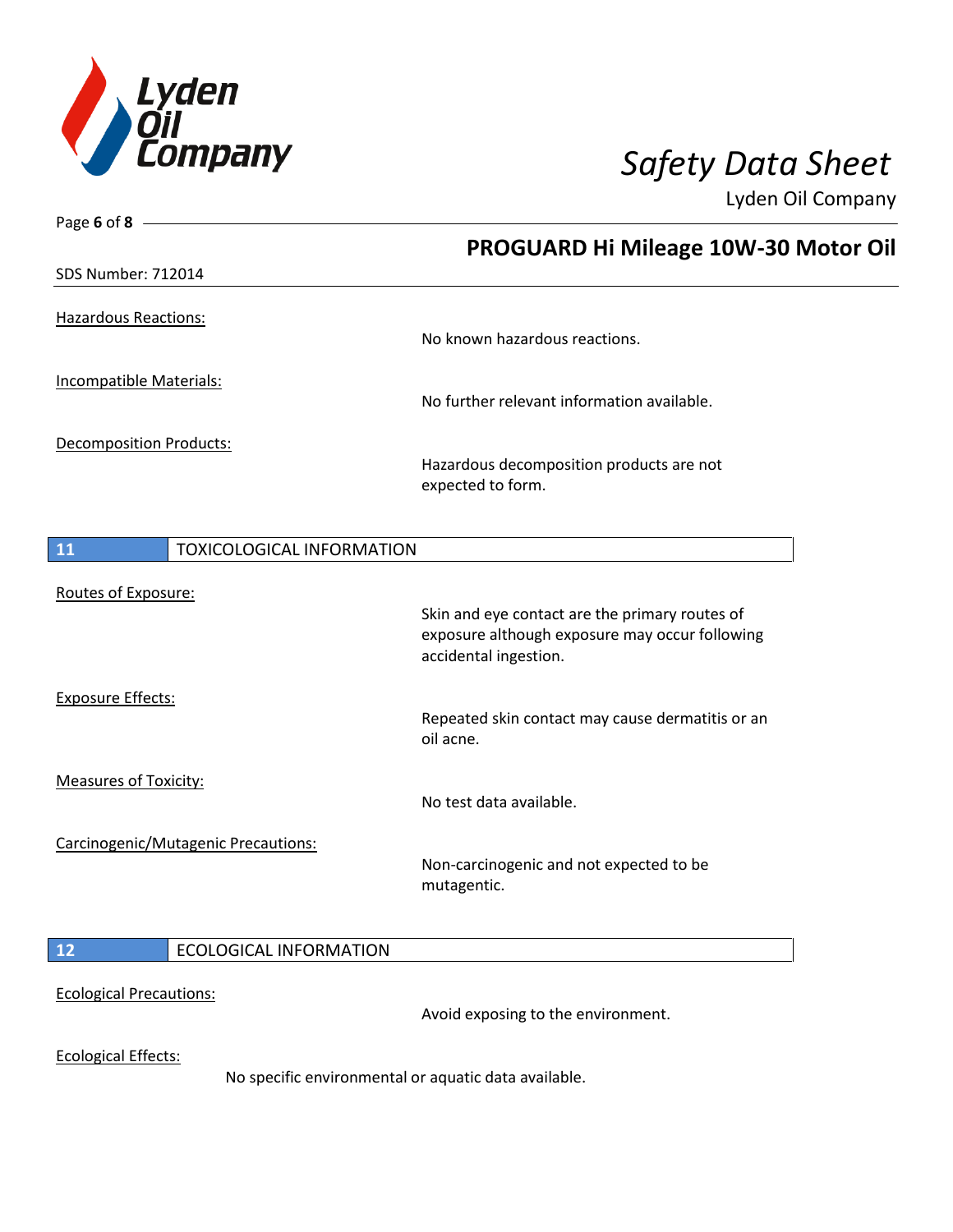Hazardous Reactions:

No known hazardous reactions.

Incompatible Materials:

No further relevant information available.

Decomposition Products:

Hazardous decomposition products are not expected to form.

## 11 TOXICOLOGICAL INFORMATION

Routes of Exposure:

Skin and eye contact are the primary routes of exposure although exposure may occur following accidental ingestion.

Exposure Effects:

Repeated skin contact may cause dermatitis or an oil acne.

Measures of Toxicity:

No test data available.

Carcinogenic/Mutagenic Precautions:

Non-carcinogenic and not expected to be mutagentic.

## 12 ECOLOGICAL INFORMATION

Ecological Precautions:

Avoid exposing to the environment.

Ecological Effects:

No specific environmental or aquatic data available.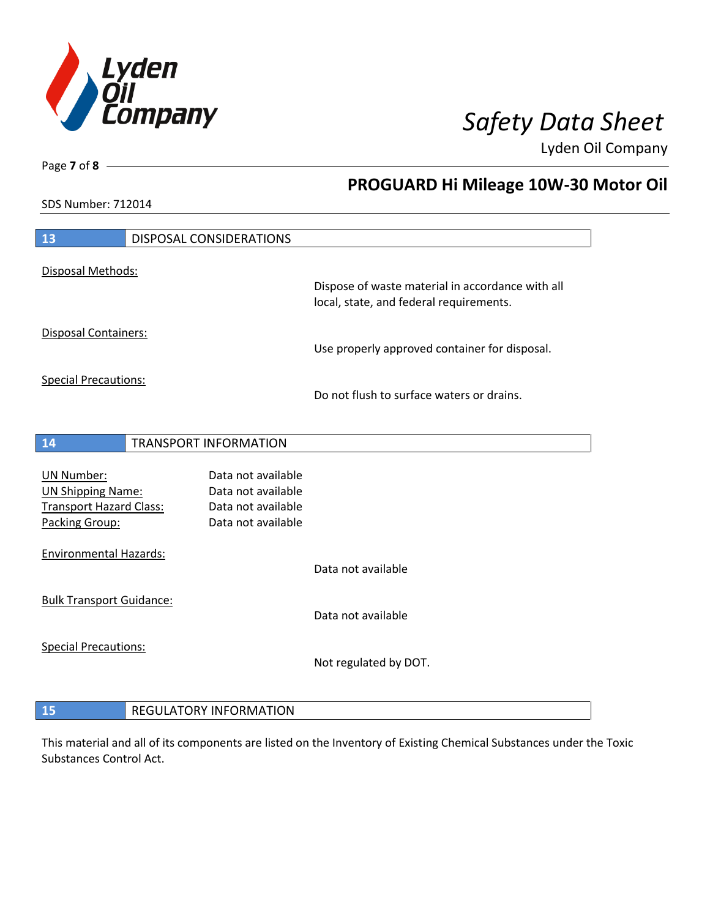## 13 DISPOSAL CONSIDERATIONS

Disposal Methods:

Dispose of waste material in accordance with all local, state, and federal requirements.

Disposal Containers:

Use properly approved container for disposal.

Special Precautions:

Do not flush to surface waters or drains.

## 14 TRANSPORT INFORMATION

| | |
|---|---|
| UN Number: | Data not available |
| UN Shipping Name: | Data not available |
| Transport Hazard Class: | Data not available |
| Packing Group: | Data not available |

Environmental Hazards:

Data not available

Bulk Transport Guidance:

Data not available

Special Precautions:

Not regulated by DOT.

## 15 REGULATORY INFORMATION

This material and all of its components are listed on the Inventory of Existing Chemical Substances under the Toxic Substances Control Act.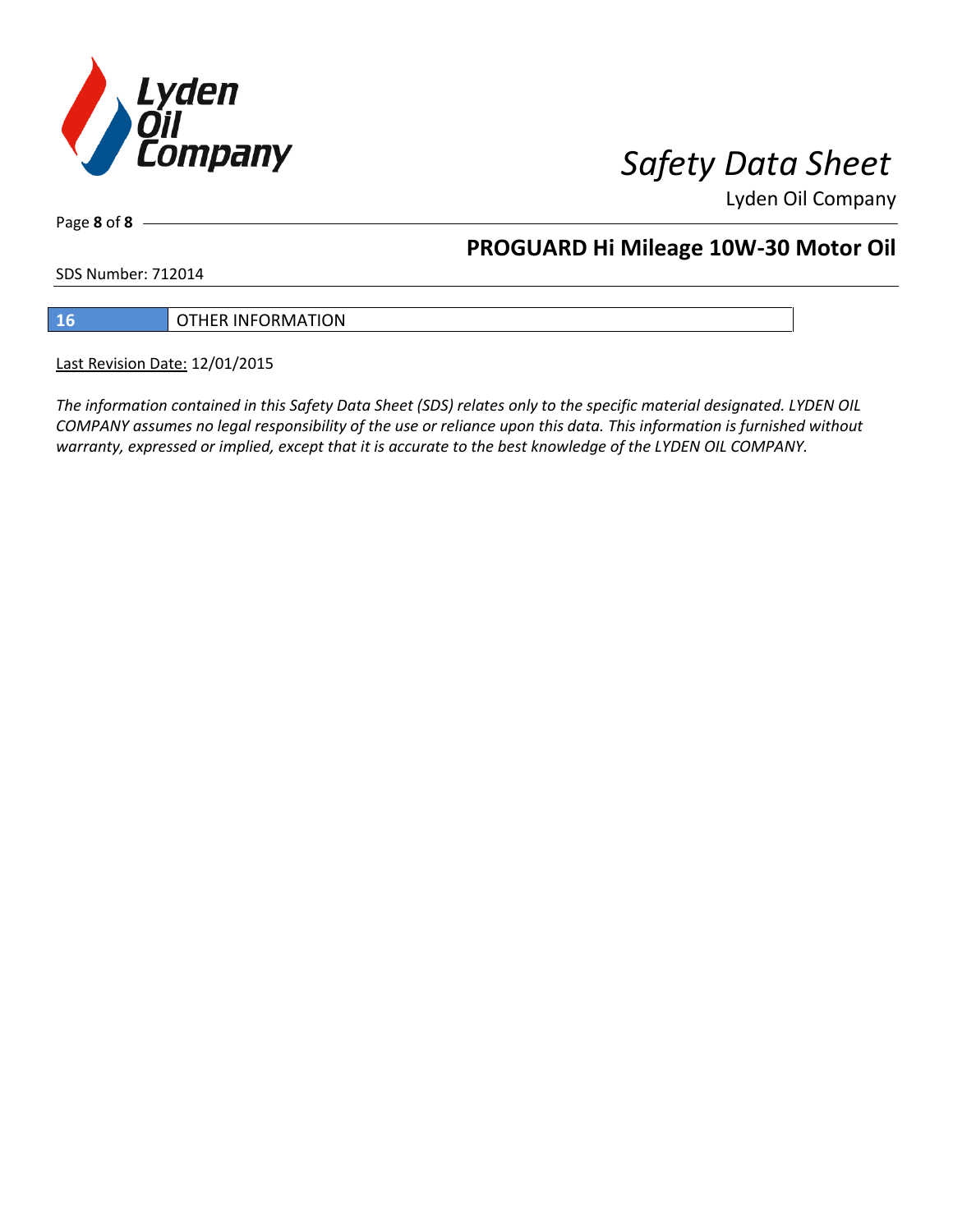## 16 OTHER INFORMATION

Last Revision Date: 12/01/2015

*The information contained in this Safety Data Sheet (SDS) relates only to the specific material designated. LYDEN OIL COMPANY assumes no legal responsibility of the use or reliance upon this data. This information is furnished without warranty, expressed or implied, except that it is accurate to the best knowledge of the LYDEN OIL COMPANY.*